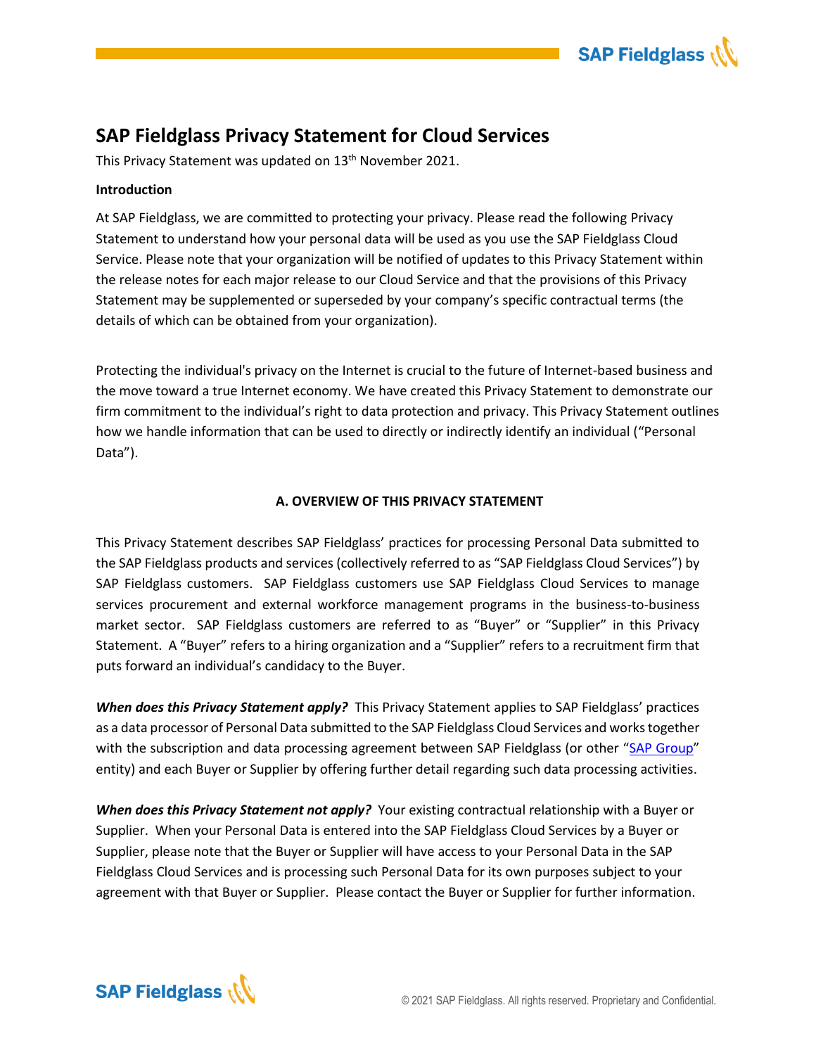# SAP Fieldglass Privacy Statement for Cloud Services

This Privacy Statement was updated on 13th November 2021.

**Introduction**

At SAP Fieldglass, we are committed to protecting your privacy. Please read the following Privacy Statement to understand how your personal data will be used as you use the SAP Fieldglass Cloud Service. Please note that your organization will be notified of updates to this Privacy Statement within the release notes for each major release to our Cloud Service and that the provisions of this Privacy Statement may be supplemented or superseded by your company's specific contractual terms (the details of which can be obtained from your organization).

Protecting the individual's privacy on the Internet is crucial to the future of Internet-based business and the move toward a true Internet economy. We have created this Privacy Statement to demonstrate our firm commitment to the individual's right to data protection and privacy. This Privacy Statement outlines how we handle information that can be used to directly or indirectly identify an individual ("Personal Data").

## A. OVERVIEW OF THIS PRIVACY STATEMENT

This Privacy Statement describes SAP Fieldglass' practices for processing Personal Data submitted to the SAP Fieldglass products and services (collectively referred to as "SAP Fieldglass Cloud Services") by SAP Fieldglass customers. SAP Fieldglass customers use SAP Fieldglass Cloud Services to manage services procurement and external workforce management programs in the business-to-business market sector. SAP Fieldglass customers are referred to as "Buyer" or "Supplier" in this Privacy Statement. A "Buyer" refers to a hiring organization and a "Supplier" refers to a recruitment firm that puts forward an individual's candidacy to the Buyer.

***When does this Privacy Statement apply?*** This Privacy Statement applies to SAP Fieldglass' practices as a data processor of Personal Data submitted to the SAP Fieldglass Cloud Services and works together with the subscription and data processing agreement between SAP Fieldglass (or other "SAP Group" entity) and each Buyer or Supplier by offering further detail regarding such data processing activities.

***When does this Privacy Statement not apply?*** Your existing contractual relationship with a Buyer or Supplier. When your Personal Data is entered into the SAP Fieldglass Cloud Services by a Buyer or Supplier, please note that the Buyer or Supplier will have access to your Personal Data in the SAP Fieldglass Cloud Services and is processing such Personal Data for its own purposes subject to your agreement with that Buyer or Supplier. Please contact the Buyer or Supplier for further information.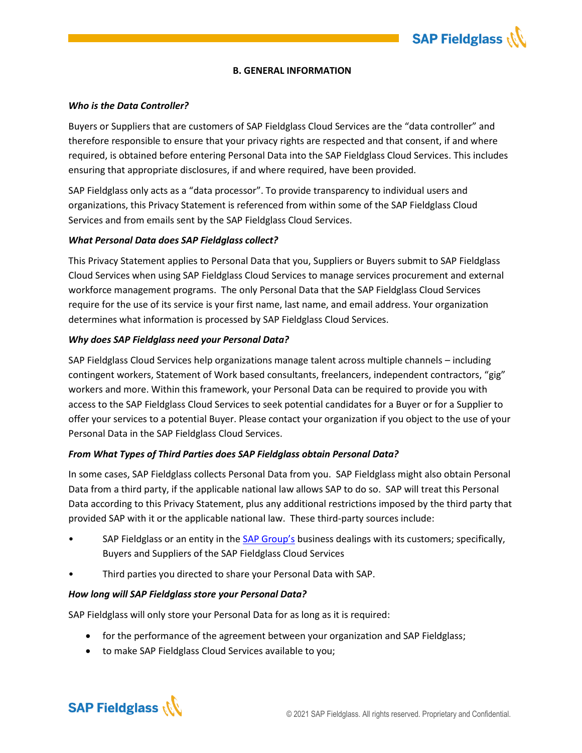## B. GENERAL INFORMATION

***Who is the Data Controller?***

Buyers or Suppliers that are customers of SAP Fieldglass Cloud Services are the "data controller" and therefore responsible to ensure that your privacy rights are respected and that consent, if and where required, is obtained before entering Personal Data into the SAP Fieldglass Cloud Services. This includes ensuring that appropriate disclosures, if and where required, have been provided.

SAP Fieldglass only acts as a "data processor". To provide transparency to individual users and organizations, this Privacy Statement is referenced from within some of the SAP Fieldglass Cloud Services and from emails sent by the SAP Fieldglass Cloud Services.

***What Personal Data does SAP Fieldglass collect?***

This Privacy Statement applies to Personal Data that you, Suppliers or Buyers submit to SAP Fieldglass Cloud Services when using SAP Fieldglass Cloud Services to manage services procurement and external workforce management programs. The only Personal Data that the SAP Fieldglass Cloud Services require for the use of its service is your first name, last name, and email address. Your organization determines what information is processed by SAP Fieldglass Cloud Services.

***Why does SAP Fieldglass need your Personal Data?***

SAP Fieldglass Cloud Services help organizations manage talent across multiple channels – including contingent workers, Statement of Work based consultants, freelancers, independent contractors, "gig" workers and more. Within this framework, your Personal Data can be required to provide you with access to the SAP Fieldglass Cloud Services to seek potential candidates for a Buyer or for a Supplier to offer your services to a potential Buyer. Please contact your organization if you object to the use of your Personal Data in the SAP Fieldglass Cloud Services.

***From What Types of Third Parties does SAP Fieldglass obtain Personal Data?***

In some cases, SAP Fieldglass collects Personal Data from you. SAP Fieldglass might also obtain Personal Data from a third party, if the applicable national law allows SAP to do so. SAP will treat this Personal Data according to this Privacy Statement, plus any additional restrictions imposed by the third party that provided SAP with it or the applicable national law. These third-party sources include:

- SAP Fieldglass or an entity in the SAP Group's business dealings with its customers; specifically, Buyers and Suppliers of the SAP Fieldglass Cloud Services
- Third parties you directed to share your Personal Data with SAP.

***How long will SAP Fieldglass store your Personal Data?***

SAP Fieldglass will only store your Personal Data for as long as it is required:

- for the performance of the agreement between your organization and SAP Fieldglass;
- to make SAP Fieldglass Cloud Services available to you;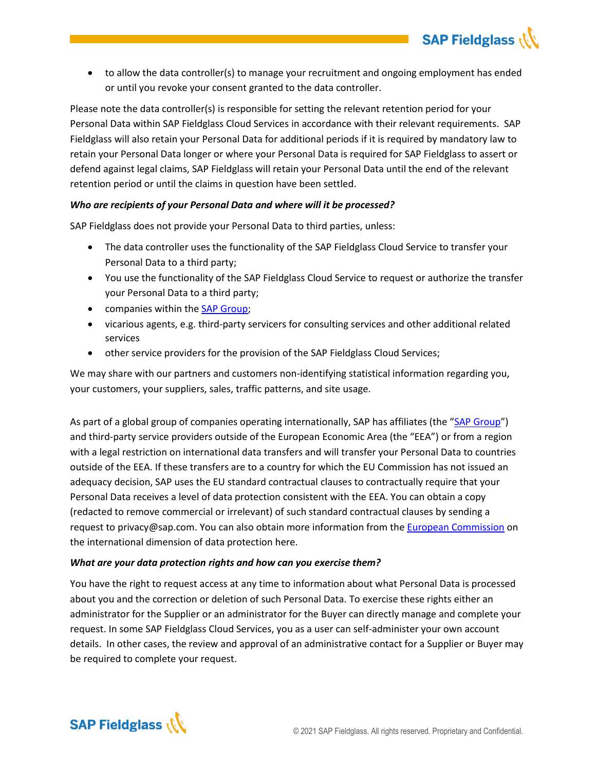- to allow the data controller(s) to manage your recruitment and ongoing employment has ended or until you revoke your consent granted to the data controller.

Please note the data controller(s) is responsible for setting the relevant retention period for your Personal Data within SAP Fieldglass Cloud Services in accordance with their relevant requirements. SAP Fieldglass will also retain your Personal Data for additional periods if it is required by mandatory law to retain your Personal Data longer or where your Personal Data is required for SAP Fieldglass to assert or defend against legal claims, SAP Fieldglass will retain your Personal Data until the end of the relevant retention period or until the claims in question have been settled.

***Who are recipients of your Personal Data and where will it be processed?***

SAP Fieldglass does not provide your Personal Data to third parties, unless:

- The data controller uses the functionality of the SAP Fieldglass Cloud Service to transfer your Personal Data to a third party;
- You use the functionality of the SAP Fieldglass Cloud Service to request or authorize the transfer your Personal Data to a third party;
- companies within the SAP Group;
- vicarious agents, e.g. third-party servicers for consulting services and other additional related services
- other service providers for the provision of the SAP Fieldglass Cloud Services;

We may share with our partners and customers non-identifying statistical information regarding you, your customers, your suppliers, sales, traffic patterns, and site usage.

As part of a global group of companies operating internationally, SAP has affiliates (the "SAP Group") and third-party service providers outside of the European Economic Area (the "EEA") or from a region with a legal restriction on international data transfers and will transfer your Personal Data to countries outside of the EEA. If these transfers are to a country for which the EU Commission has not issued an adequacy decision, SAP uses the EU standard contractual clauses to contractually require that your Personal Data receives a level of data protection consistent with the EEA. You can obtain a copy (redacted to remove commercial or irrelevant) of such standard contractual clauses by sending a request to privacy@sap.com. You can also obtain more information from the European Commission on the international dimension of data protection here.

***What are your data protection rights and how can you exercise them?***

You have the right to request access at any time to information about what Personal Data is processed about you and the correction or deletion of such Personal Data. To exercise these rights either an administrator for the Supplier or an administrator for the Buyer can directly manage and complete your request. In some SAP Fieldglass Cloud Services, you as a user can self-administer your own account details. In other cases, the review and approval of an administrative contact for a Supplier or Buyer may be required to complete your request.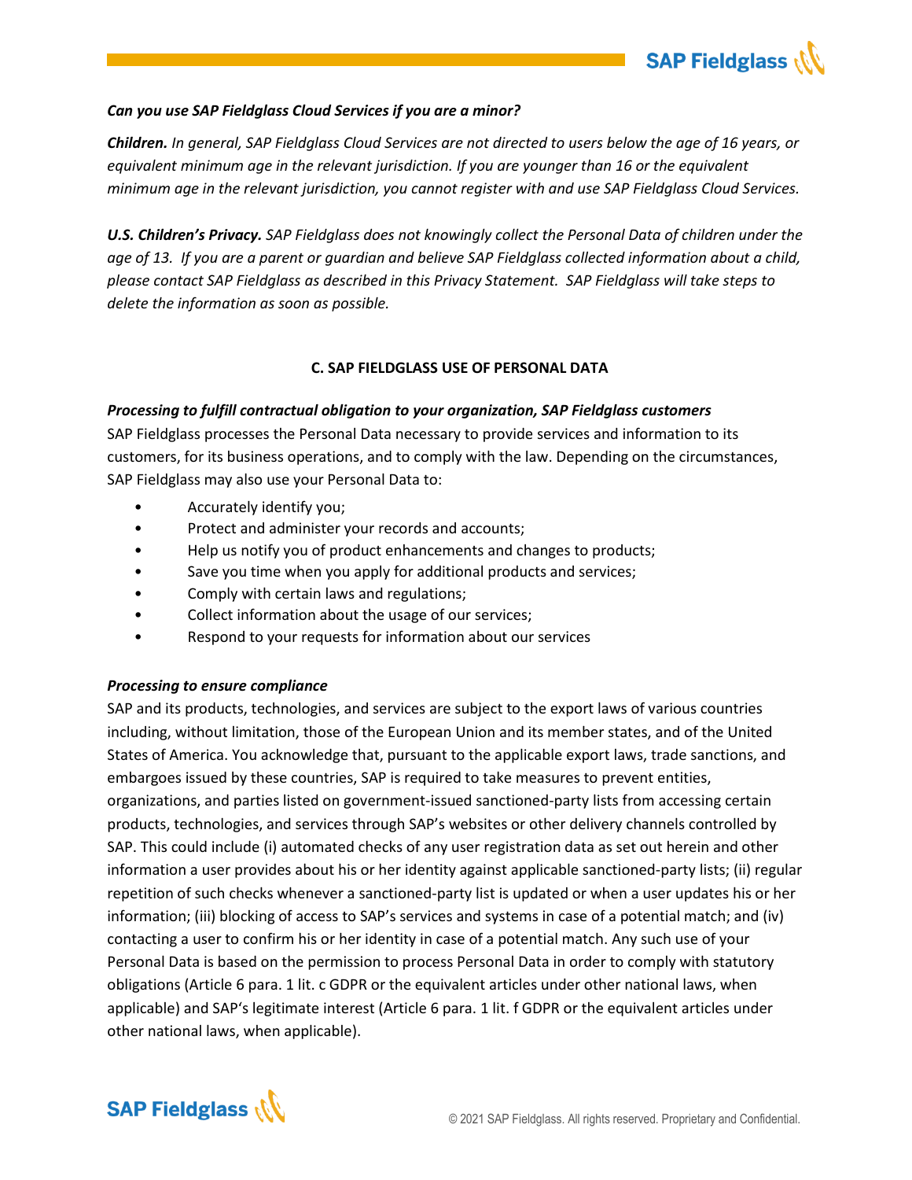***Can you use SAP Fieldglass Cloud Services if you are a minor?***

***Children.*** *In general, SAP Fieldglass Cloud Services are not directed to users below the age of 16 years, or equivalent minimum age in the relevant jurisdiction. If you are younger than 16 or the equivalent minimum age in the relevant jurisdiction, you cannot register with and use SAP Fieldglass Cloud Services.*

***U.S. Children's Privacy.*** *SAP Fieldglass does not knowingly collect the Personal Data of children under the age of 13. If you are a parent or guardian and believe SAP Fieldglass collected information about a child, please contact SAP Fieldglass as described in this Privacy Statement. SAP Fieldglass will take steps to delete the information as soon as possible.*

## C. SAP FIELDGLASS USE OF PERSONAL DATA

***Processing to fulfill contractual obligation to your organization, SAP Fieldglass customers***

SAP Fieldglass processes the Personal Data necessary to provide services and information to its customers, for its business operations, and to comply with the law. Depending on the circumstances, SAP Fieldglass may also use your Personal Data to:

- Accurately identify you;
- Protect and administer your records and accounts;
- Help us notify you of product enhancements and changes to products;
- Save you time when you apply for additional products and services;
- Comply with certain laws and regulations;
- Collect information about the usage of our services;
- Respond to your requests for information about our services

***Processing to ensure compliance***

SAP and its products, technologies, and services are subject to the export laws of various countries including, without limitation, those of the European Union and its member states, and of the United States of America. You acknowledge that, pursuant to the applicable export laws, trade sanctions, and embargoes issued by these countries, SAP is required to take measures to prevent entities, organizations, and parties listed on government-issued sanctioned-party lists from accessing certain products, technologies, and services through SAP's websites or other delivery channels controlled by SAP. This could include (i) automated checks of any user registration data as set out herein and other information a user provides about his or her identity against applicable sanctioned-party lists; (ii) regular repetition of such checks whenever a sanctioned-party list is updated or when a user updates his or her information; (iii) blocking of access to SAP's services and systems in case of a potential match; and (iv) contacting a user to confirm his or her identity in case of a potential match. Any such use of your Personal Data is based on the permission to process Personal Data in order to comply with statutory obligations (Article 6 para. 1 lit. c GDPR or the equivalent articles under other national laws, when applicable) and SAP's legitimate interest (Article 6 para. 1 lit. f GDPR or the equivalent articles under other national laws, when applicable).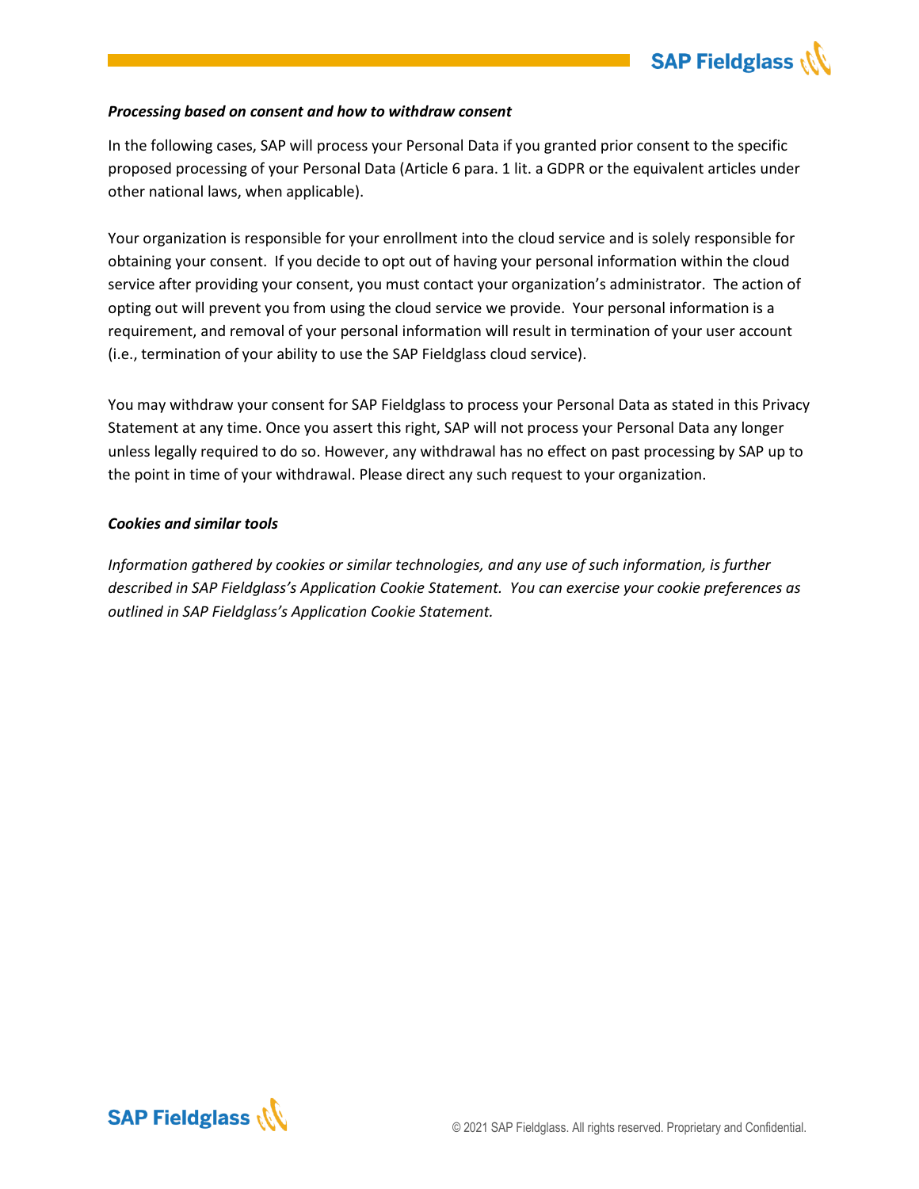***Processing based on consent and how to withdraw consent***

In the following cases, SAP will process your Personal Data if you granted prior consent to the specific proposed processing of your Personal Data (Article 6 para. 1 lit. a GDPR or the equivalent articles under other national laws, when applicable).

Your organization is responsible for your enrollment into the cloud service and is solely responsible for obtaining your consent. If you decide to opt out of having your personal information within the cloud service after providing your consent, you must contact your organization's administrator. The action of opting out will prevent you from using the cloud service we provide. Your personal information is a requirement, and removal of your personal information will result in termination of your user account (i.e., termination of your ability to use the SAP Fieldglass cloud service).

You may withdraw your consent for SAP Fieldglass to process your Personal Data as stated in this Privacy Statement at any time. Once you assert this right, SAP will not process your Personal Data any longer unless legally required to do so. However, any withdrawal has no effect on past processing by SAP up to the point in time of your withdrawal. Please direct any such request to your organization.

***Cookies and similar tools***

*Information gathered by cookies or similar technologies, and any use of such information, is further described in SAP Fieldglass's Application Cookie Statement. You can exercise your cookie preferences as outlined in SAP Fieldglass's Application Cookie Statement.*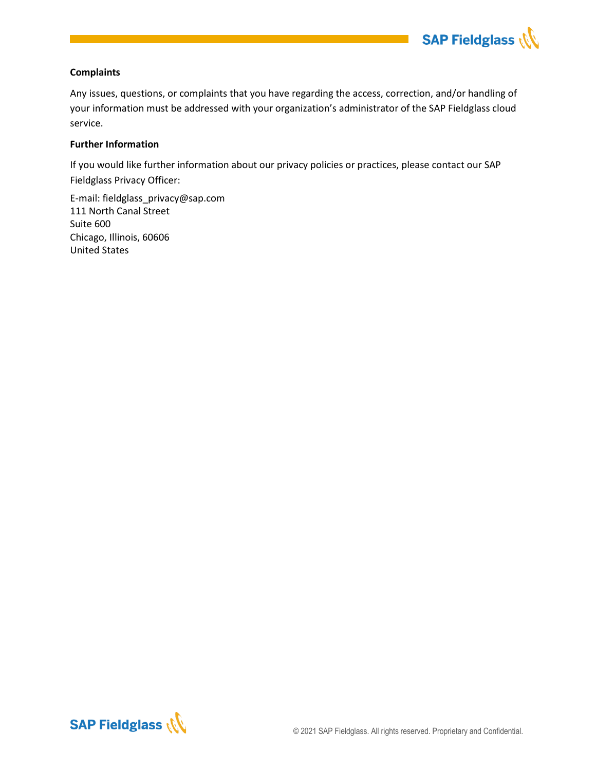**Complaints**

Any issues, questions, or complaints that you have regarding the access, correction, and/or handling of your information must be addressed with your organization's administrator of the SAP Fieldglass cloud service.

**Further Information**

If you would like further information about our privacy policies or practices, please contact our SAP Fieldglass Privacy Officer:

E-mail: fieldglass_privacy@sap.com
111 North Canal Street
Suite 600
Chicago, Illinois, 60606
United States